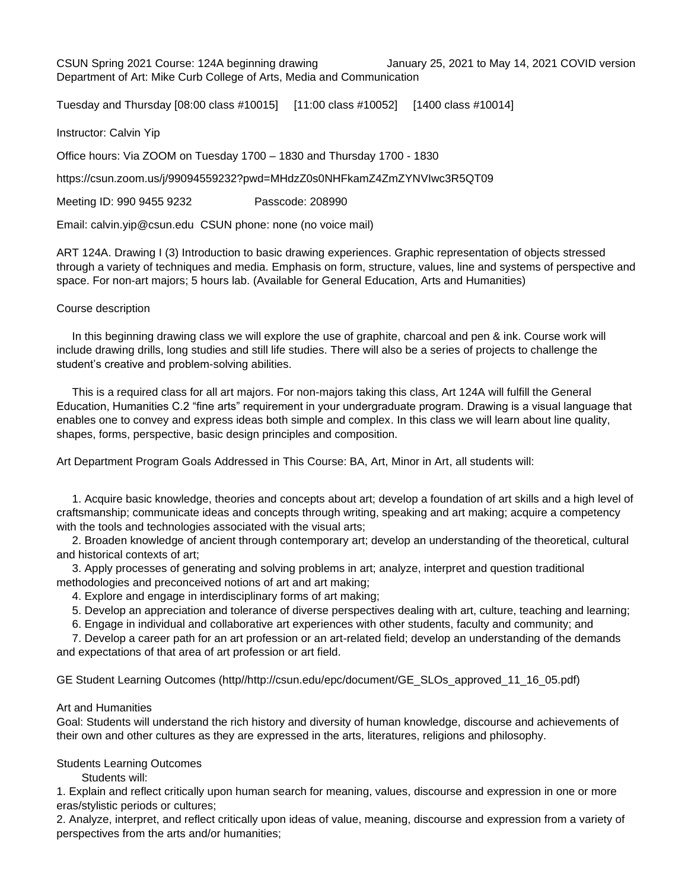CSUN Spring 2021 Course: 124A beginning drawing January 25, 2021 to May 14, 2021 COVID version
Department of Art: Mike Curb College of Arts, Media and Communication

Tuesday and Thursday [08:00 class #10015] [11:00 class #10052] [1400 class #10014]

Instructor: Calvin Yip

Office hours: Via ZOOM on Tuesday 1700 – 1830 and Thursday 1700 - 1830

https://csun.zoom.us/j/99094559232?pwd=MHdzZ0s0NHFkamZ4ZmZYNVIwc3R5QT09

Meeting ID: 990 9455 9232 Passcode: 208990

Email: calvin.yip@csun.edu CSUN phone: none (no voice mail)

ART 124A. Drawing I (3) Introduction to basic drawing experiences. Graphic representation of objects stressed through a variety of techniques and media. Emphasis on form, structure, values, line and systems of perspective and space. For non-art majors; 5 hours lab. (Available for General Education, Arts and Humanities)

Course description

In this beginning drawing class we will explore the use of graphite, charcoal and pen & ink. Course work will include drawing drills, long studies and still life studies. There will also be a series of projects to challenge the student's creative and problem-solving abilities.

This is a required class for all art majors. For non-majors taking this class, Art 124A will fulfill the General Education, Humanities C.2 "fine arts" requirement in your undergraduate program. Drawing is a visual language that enables one to convey and express ideas both simple and complex. In this class we will learn about line quality, shapes, forms, perspective, basic design principles and composition.

Art Department Program Goals Addressed in This Course: BA, Art, Minor in Art, all students will:

1. Acquire basic knowledge, theories and concepts about art; develop a foundation of art skills and a high level of craftsmanship; communicate ideas and concepts through writing, speaking and art making; acquire a competency with the tools and technologies associated with the visual arts;
2. Broaden knowledge of ancient through contemporary art; develop an understanding of the theoretical, cultural and historical contexts of art;
3. Apply processes of generating and solving problems in art; analyze, interpret and question traditional methodologies and preconceived notions of art and art making;
4. Explore and engage in interdisciplinary forms of art making;
5. Develop an appreciation and tolerance of diverse perspectives dealing with art, culture, teaching and learning;
6. Engage in individual and collaborative art experiences with other students, faculty and community; and
7. Develop a career path for an art profession or an art-related field; develop an understanding of the demands and expectations of that area of art profession or art field.

GE Student Learning Outcomes (http//http://csun.edu/epc/document/GE_SLOs_approved_11_16_05.pdf)

Art and Humanities
Goal: Students will understand the rich history and diversity of human knowledge, discourse and achievements of their own and other cultures as they are expressed in the arts, literatures, religions and philosophy.

Students Learning Outcomes
Students will:
1. Explain and reflect critically upon human search for meaning, values, discourse and expression in one or more eras/stylistic periods or cultures;
2. Analyze, interpret, and reflect critically upon ideas of value, meaning, discourse and expression from a variety of perspectives from the arts and/or humanities;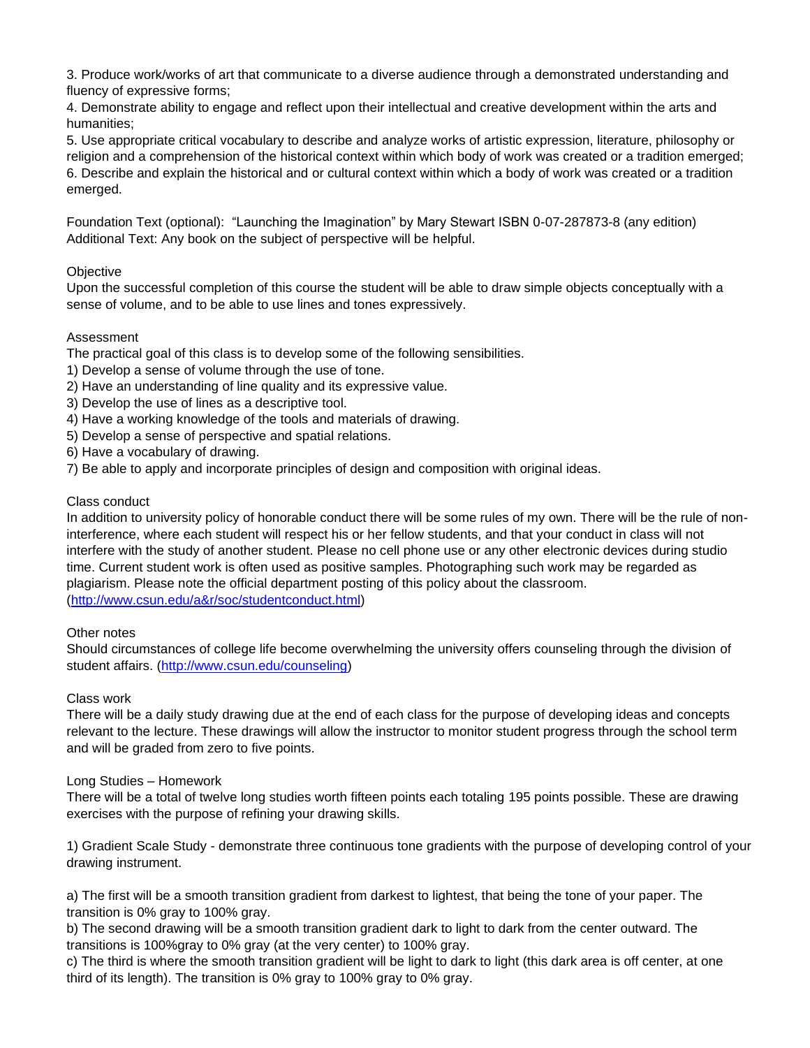3. Produce work/works of art that communicate to a diverse audience through a demonstrated understanding and fluency of expressive forms;
4. Demonstrate ability to engage and reflect upon their intellectual and creative development within the arts and humanities;
5. Use appropriate critical vocabulary to describe and analyze works of artistic expression, literature, philosophy or religion and a comprehension of the historical context within which body of work was created or a tradition emerged;
6. Describe and explain the historical and or cultural context within which a body of work was created or a tradition emerged.

Foundation Text (optional): "Launching the Imagination" by Mary Stewart ISBN 0-07-287873-8 (any edition)
Additional Text: Any book on the subject of perspective will be helpful.

Objective
Upon the successful completion of this course the student will be able to draw simple objects conceptually with a sense of volume, and to be able to use lines and tones expressively.

Assessment
The practical goal of this class is to develop some of the following sensibilities.
1) Develop a sense of volume through the use of tone.
2) Have an understanding of line quality and its expressive value.
3) Develop the use of lines as a descriptive tool.
4) Have a working knowledge of the tools and materials of drawing.
5) Develop a sense of perspective and spatial relations.
6) Have a vocabulary of drawing.
7) Be able to apply and incorporate principles of design and composition with original ideas.

Class conduct
In addition to university policy of honorable conduct there will be some rules of my own. There will be the rule of non-interference, where each student will respect his or her fellow students, and that your conduct in class will not interfere with the study of another student. Please no cell phone use or any other electronic devices during studio time. Current student work is often used as positive samples. Photographing such work may be regarded as plagiarism. Please note the official department posting of this policy about the classroom.
(http://www.csun.edu/a&r/soc/studentconduct.html)

Other notes
Should circumstances of college life become overwhelming the university offers counseling through the division of student affairs. (http://www.csun.edu/counseling)

Class work
There will be a daily study drawing due at the end of each class for the purpose of developing ideas and concepts relevant to the lecture. These drawings will allow the instructor to monitor student progress through the school term and will be graded from zero to five points.

Long Studies – Homework
There will be a total of twelve long studies worth fifteen points each totaling 195 points possible. These are drawing exercises with the purpose of refining your drawing skills.

1) Gradient Scale Study - demonstrate three continuous tone gradients with the purpose of developing control of your drawing instrument.

a) The first will be a smooth transition gradient from darkest to lightest, that being the tone of your paper. The transition is 0% gray to 100% gray.
b) The second drawing will be a smooth transition gradient dark to light to dark from the center outward. The transitions is 100%gray to 0% gray (at the very center) to 100% gray.
c) The third is where the smooth transition gradient will be light to dark to light (this dark area is off center, at one third of its length). The transition is 0% gray to 100% gray to 0% gray.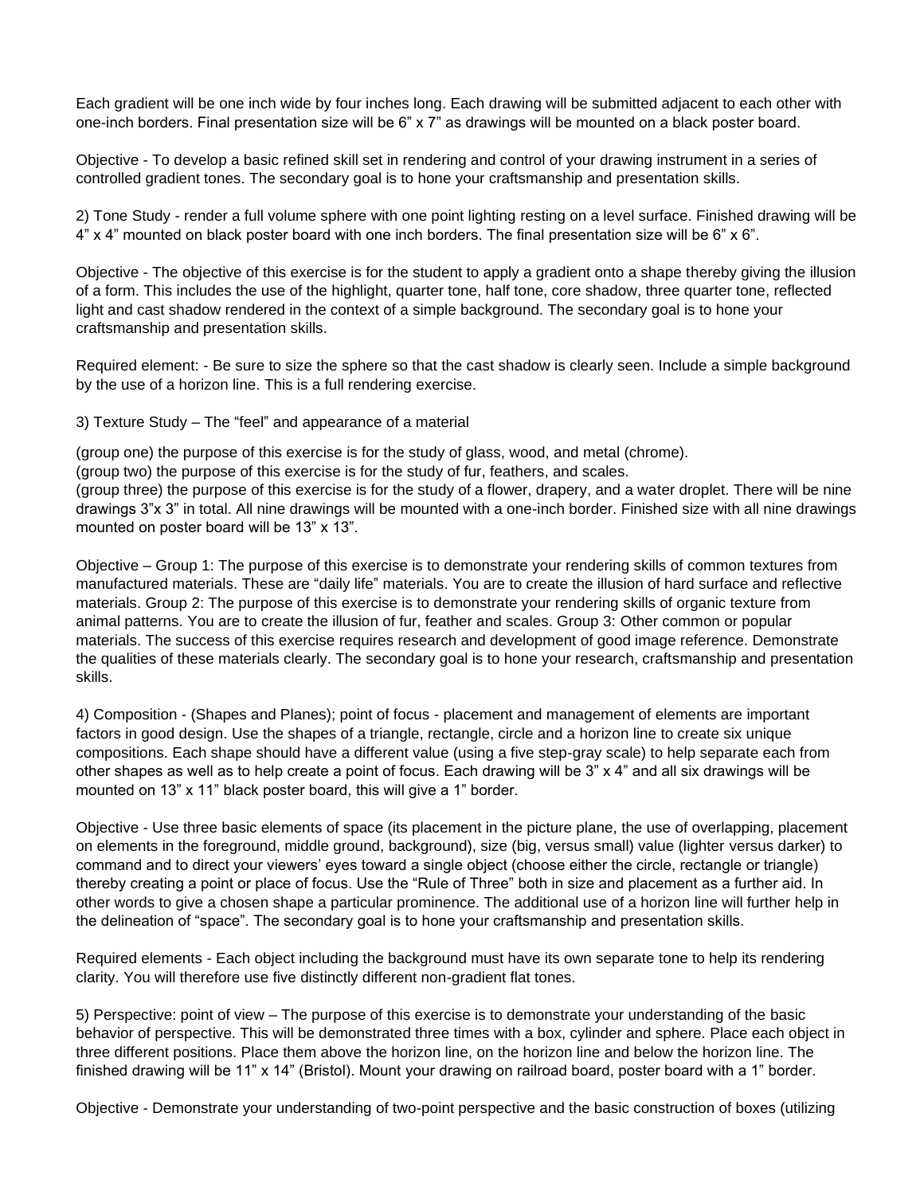Each gradient will be one inch wide by four inches long. Each drawing will be submitted adjacent to each other with one-inch borders. Final presentation size will be 6” x 7” as drawings will be mounted on a black poster board.

Objective - To develop a basic refined skill set in rendering and control of your drawing instrument in a series of controlled gradient tones. The secondary goal is to hone your craftsmanship and presentation skills.

2) Tone Study - render a full volume sphere with one point lighting resting on a level surface. Finished drawing will be 4” x 4” mounted on black poster board with one inch borders. The final presentation size will be 6” x 6”.

Objective - The objective of this exercise is for the student to apply a gradient onto a shape thereby giving the illusion of a form. This includes the use of the highlight, quarter tone, half tone, core shadow, three quarter tone, reflected light and cast shadow rendered in the context of a simple background. The secondary goal is to hone your craftsmanship and presentation skills.

Required element: - Be sure to size the sphere so that the cast shadow is clearly seen. Include a simple background by the use of a horizon line. This is a full rendering exercise.

3) Texture Study – The “feel” and appearance of a material

(group one) the purpose of this exercise is for the study of glass, wood, and metal (chrome).
(group two) the purpose of this exercise is for the study of fur, feathers, and scales.
(group three) the purpose of this exercise is for the study of a flower, drapery, and a water droplet. There will be nine drawings 3”x 3” in total. All nine drawings will be mounted with a one-inch border. Finished size with all nine drawings mounted on poster board will be 13” x 13”.

Objective – Group 1: The purpose of this exercise is to demonstrate your rendering skills of common textures from manufactured materials. These are “daily life” materials. You are to create the illusion of hard surface and reflective materials. Group 2: The purpose of this exercise is to demonstrate your rendering skills of organic texture from animal patterns. You are to create the illusion of fur, feather and scales. Group 3: Other common or popular materials. The success of this exercise requires research and development of good image reference. Demonstrate the qualities of these materials clearly. The secondary goal is to hone your research, craftsmanship and presentation skills.

4) Composition - (Shapes and Planes); point of focus - placement and management of elements are important factors in good design. Use the shapes of a triangle, rectangle, circle and a horizon line to create six unique compositions. Each shape should have a different value (using a five step-gray scale) to help separate each from other shapes as well as to help create a point of focus. Each drawing will be 3” x 4” and all six drawings will be mounted on 13” x 11” black poster board, this will give a 1” border.

Objective - Use three basic elements of space (its placement in the picture plane, the use of overlapping, placement on elements in the foreground, middle ground, background), size (big, versus small) value (lighter versus darker) to command and to direct your viewers’ eyes toward a single object (choose either the circle, rectangle or triangle) thereby creating a point or place of focus. Use the “Rule of Three” both in size and placement as a further aid. In other words to give a chosen shape a particular prominence. The additional use of a horizon line will further help in the delineation of “space”. The secondary goal is to hone your craftsmanship and presentation skills.

Required elements - Each object including the background must have its own separate tone to help its rendering clarity. You will therefore use five distinctly different non-gradient flat tones.

5) Perspective: point of view – The purpose of this exercise is to demonstrate your understanding of the basic behavior of perspective. This will be demonstrated three times with a box, cylinder and sphere. Place each object in three different positions. Place them above the horizon line, on the horizon line and below the horizon line. The finished drawing will be 11” x 14” (Bristol). Mount your drawing on railroad board, poster board with a 1” border.

Objective - Demonstrate your understanding of two-point perspective and the basic construction of boxes (utilizing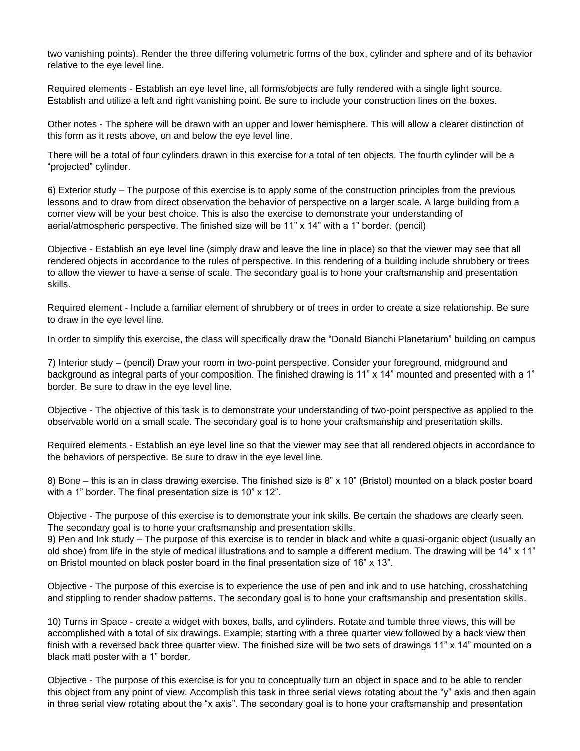two vanishing points). Render the three differing volumetric forms of the box, cylinder and sphere and of its behavior relative to the eye level line.

Required elements - Establish an eye level line, all forms/objects are fully rendered with a single light source. Establish and utilize a left and right vanishing point. Be sure to include your construction lines on the boxes.

Other notes - The sphere will be drawn with an upper and lower hemisphere. This will allow a clearer distinction of this form as it rests above, on and below the eye level line.

There will be a total of four cylinders drawn in this exercise for a total of ten objects. The fourth cylinder will be a "projected" cylinder.

6) Exterior study – The purpose of this exercise is to apply some of the construction principles from the previous lessons and to draw from direct observation the behavior of perspective on a larger scale. A large building from a corner view will be your best choice. This is also the exercise to demonstrate your understanding of aerial/atmospheric perspective. The finished size will be 11" x 14" with a 1" border. (pencil)

Objective - Establish an eye level line (simply draw and leave the line in place) so that the viewer may see that all rendered objects in accordance to the rules of perspective. In this rendering of a building include shrubbery or trees to allow the viewer to have a sense of scale. The secondary goal is to hone your craftsmanship and presentation skills.

Required element - Include a familiar element of shrubbery or of trees in order to create a size relationship. Be sure to draw in the eye level line.

In order to simplify this exercise, the class will specifically draw the "Donald Bianchi Planetarium" building on campus

7) Interior study – (pencil) Draw your room in two-point perspective. Consider your foreground, midground and background as integral parts of your composition. The finished drawing is 11" x 14" mounted and presented with a 1" border. Be sure to draw in the eye level line.

Objective - The objective of this task is to demonstrate your understanding of two-point perspective as applied to the observable world on a small scale. The secondary goal is to hone your craftsmanship and presentation skills.

Required elements - Establish an eye level line so that the viewer may see that all rendered objects in accordance to the behaviors of perspective. Be sure to draw in the eye level line.

8) Bone – this is an in class drawing exercise. The finished size is 8" x 10" (Bristol) mounted on a black poster board with a 1" border. The final presentation size is 10" x 12".

Objective - The purpose of this exercise is to demonstrate your ink skills. Be certain the shadows are clearly seen. The secondary goal is to hone your craftsmanship and presentation skills.

9) Pen and Ink study – The purpose of this exercise is to render in black and white a quasi-organic object (usually an old shoe) from life in the style of medical illustrations and to sample a different medium. The drawing will be 14" x 11" on Bristol mounted on black poster board in the final presentation size of 16" x 13".

Objective - The purpose of this exercise is to experience the use of pen and ink and to use hatching, crosshatching and stippling to render shadow patterns. The secondary goal is to hone your craftsmanship and presentation skills.

10) Turns in Space - create a widget with boxes, balls, and cylinders. Rotate and tumble three views, this will be accomplished with a total of six drawings. Example; starting with a three quarter view followed by a back view then finish with a reversed back three quarter view. The finished size will be two sets of drawings 11" x 14" mounted on a black matt poster with a 1" border.

Objective - The purpose of this exercise is for you to conceptually turn an object in space and to be able to render this object from any point of view. Accomplish this task in three serial views rotating about the "y" axis and then again in three serial view rotating about the "x axis". The secondary goal is to hone your craftsmanship and presentation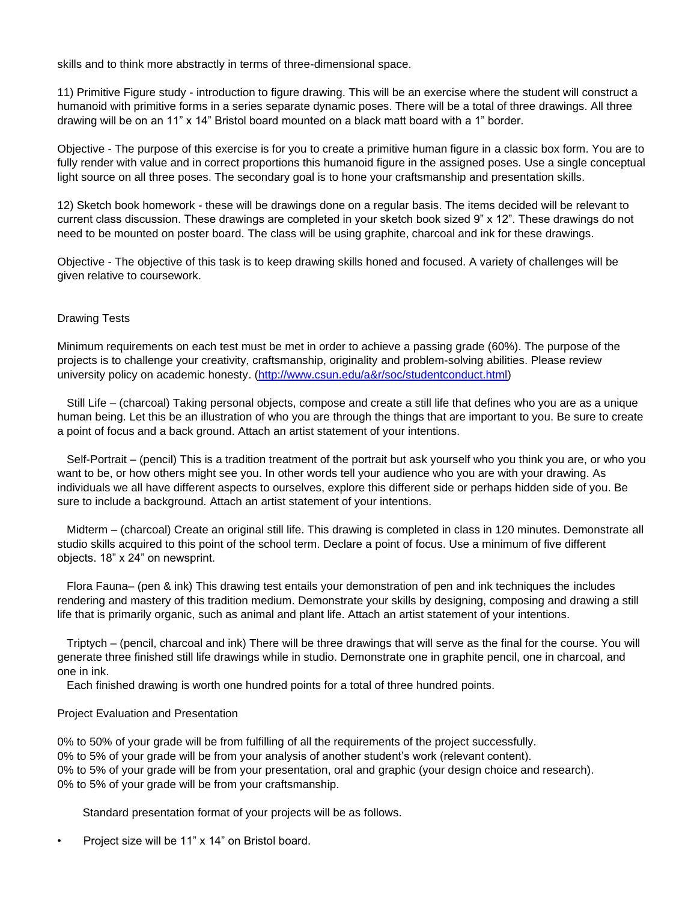skills and to think more abstractly in terms of three-dimensional space.

11) Primitive Figure study - introduction to figure drawing. This will be an exercise where the student will construct a humanoid with primitive forms in a series separate dynamic poses. There will be a total of three drawings. All three drawing will be on an 11" x 14" Bristol board mounted on a black matt board with a 1" border.

Objective - The purpose of this exercise is for you to create a primitive human figure in a classic box form. You are to fully render with value and in correct proportions this humanoid figure in the assigned poses. Use a single conceptual light source on all three poses. The secondary goal is to hone your craftsmanship and presentation skills.

12) Sketch book homework - these will be drawings done on a regular basis. The items decided will be relevant to current class discussion. These drawings are completed in your sketch book sized 9" x 12". These drawings do not need to be mounted on poster board. The class will be using graphite, charcoal and ink for these drawings.

Objective - The objective of this task is to keep drawing skills honed and focused. A variety of challenges will be given relative to coursework.

Drawing Tests

Minimum requirements on each test must be met in order to achieve a passing grade (60%). The purpose of the projects is to challenge your creativity, craftsmanship, originality and problem-solving abilities. Please review university policy on academic honesty. (http://www.csun.edu/a&r/soc/studentconduct.html)

Still Life – (charcoal) Taking personal objects, compose and create a still life that defines who you are as a unique human being. Let this be an illustration of who you are through the things that are important to you. Be sure to create a point of focus and a back ground. Attach an artist statement of your intentions.

Self-Portrait – (pencil) This is a tradition treatment of the portrait but ask yourself who you think you are, or who you want to be, or how others might see you. In other words tell your audience who you are with your drawing. As individuals we all have different aspects to ourselves, explore this different side or perhaps hidden side of you. Be sure to include a background. Attach an artist statement of your intentions.

Midterm – (charcoal) Create an original still life. This drawing is completed in class in 120 minutes. Demonstrate all studio skills acquired to this point of the school term. Declare a point of focus. Use a minimum of five different objects. 18" x 24" on newsprint.

Flora Fauna– (pen & ink) This drawing test entails your demonstration of pen and ink techniques the includes rendering and mastery of this tradition medium. Demonstrate your skills by designing, composing and drawing a still life that is primarily organic, such as animal and plant life. Attach an artist statement of your intentions.

Triptych – (pencil, charcoal and ink) There will be three drawings that will serve as the final for the course. You will generate three finished still life drawings while in studio. Demonstrate one in graphite pencil, one in charcoal, and one in ink.

Each finished drawing is worth one hundred points for a total of three hundred points.

Project Evaluation and Presentation

0% to 50% of your grade will be from fulfilling of all the requirements of the project successfully.
0% to 5% of your grade will be from your analysis of another student's work (relevant content).
0% to 5% of your grade will be from your presentation, oral and graphic (your design choice and research).
0% to 5% of your grade will be from your craftsmanship.

Standard presentation format of your projects will be as follows.

- Project size will be 11" x 14" on Bristol board.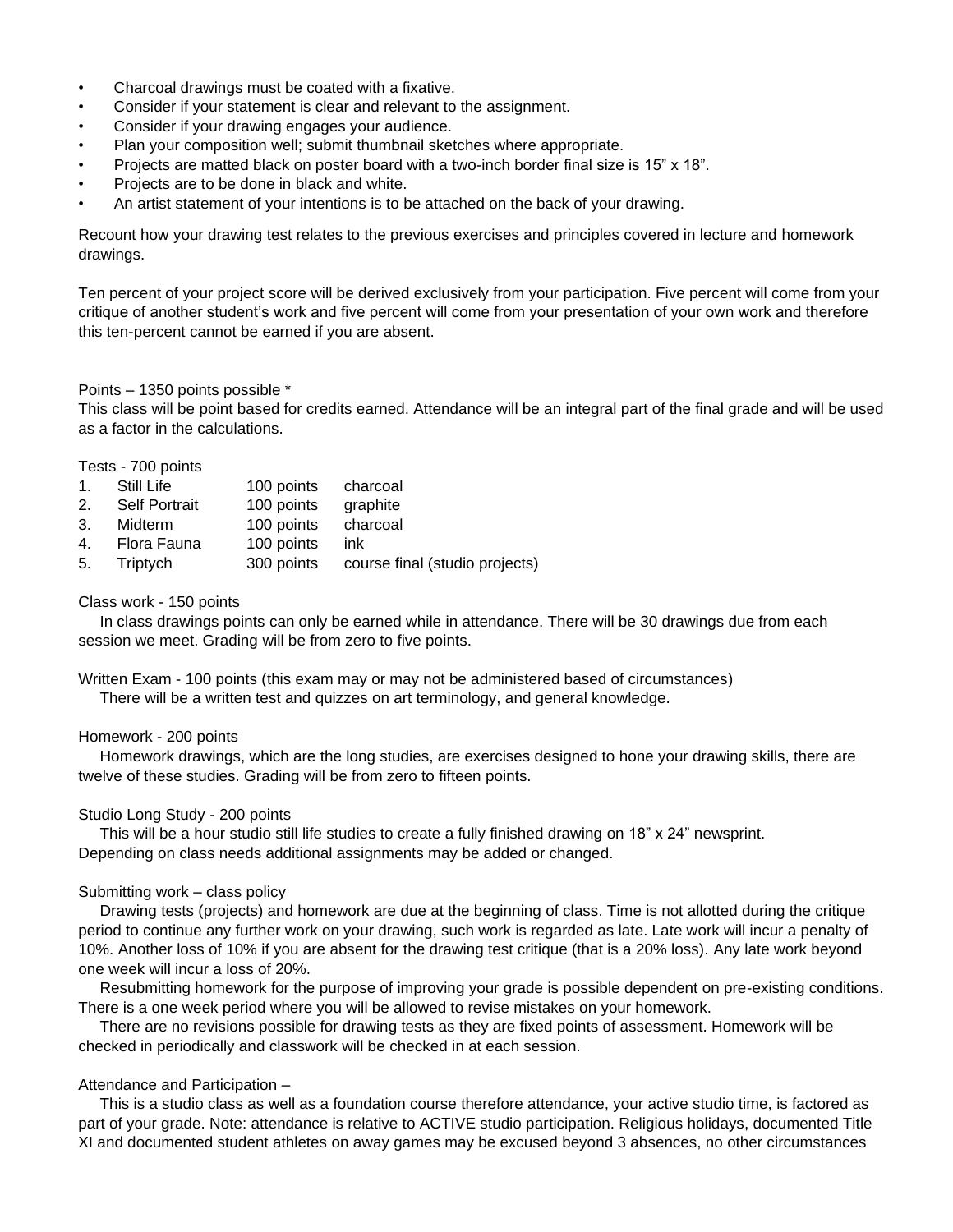- Charcoal drawings must be coated with a fixative.
- Consider if your statement is clear and relevant to the assignment.
- Consider if your drawing engages your audience.
- Plan your composition well; submit thumbnail sketches where appropriate.
- Projects are matted black on poster board with a two-inch border final size is 15" x 18".
- Projects are to be done in black and white.
- An artist statement of your intentions is to be attached on the back of your drawing.

Recount how your drawing test relates to the previous exercises and principles covered in lecture and homework drawings.

Ten percent of your project score will be derived exclusively from your participation. Five percent will come from your critique of another student's work and five percent will come from your presentation of your own work and therefore this ten-percent cannot be earned if you are absent.

Points – 1350 points possible *

This class will be point based for credits earned. Attendance will be an integral part of the final grade and will be used as a factor in the calculations.

Tests - 700 points

| | | | |
|---|---|---|---|
| 1. | Still Life | 100 points | charcoal |
| 2. | Self Portrait | 100 points | graphite |
| 3. | Midterm | 100 points | charcoal |
| 4. | Flora Fauna | 100 points | ink |
| 5. | Triptych | 300 points | course final (studio projects) |

Class work - 150 points

In class drawings points can only be earned while in attendance. There will be 30 drawings due from each session we meet. Grading will be from zero to five points.

Written Exam - 100 points (this exam may or may not be administered based of circumstances)

There will be a written test and quizzes on art terminology, and general knowledge.

Homework - 200 points

Homework drawings, which are the long studies, are exercises designed to hone your drawing skills, there are twelve of these studies. Grading will be from zero to fifteen points.

Studio Long Study - 200 points

This will be a hour studio still life studies to create a fully finished drawing on 18" x 24" newsprint.
Depending on class needs additional assignments may be added or changed.

Submitting work – class policy

Drawing tests (projects) and homework are due at the beginning of class. Time is not allotted during the critique period to continue any further work on your drawing, such work is regarded as late. Late work will incur a penalty of 10%. Another loss of 10% if you are absent for the drawing test critique (that is a 20% loss). Any late work beyond one week will incur a loss of 20%.

Resubmitting homework for the purpose of improving your grade is possible dependent on pre-existing conditions. There is a one week period where you will be allowed to revise mistakes on your homework.

There are no revisions possible for drawing tests as they are fixed points of assessment. Homework will be checked in periodically and classwork will be checked in at each session.

Attendance and Participation –

This is a studio class as well as a foundation course therefore attendance, your active studio time, is factored as part of your grade. Note: attendance is relative to ACTIVE studio participation. Religious holidays, documented Title XI and documented student athletes on away games may be excused beyond 3 absences, no other circumstances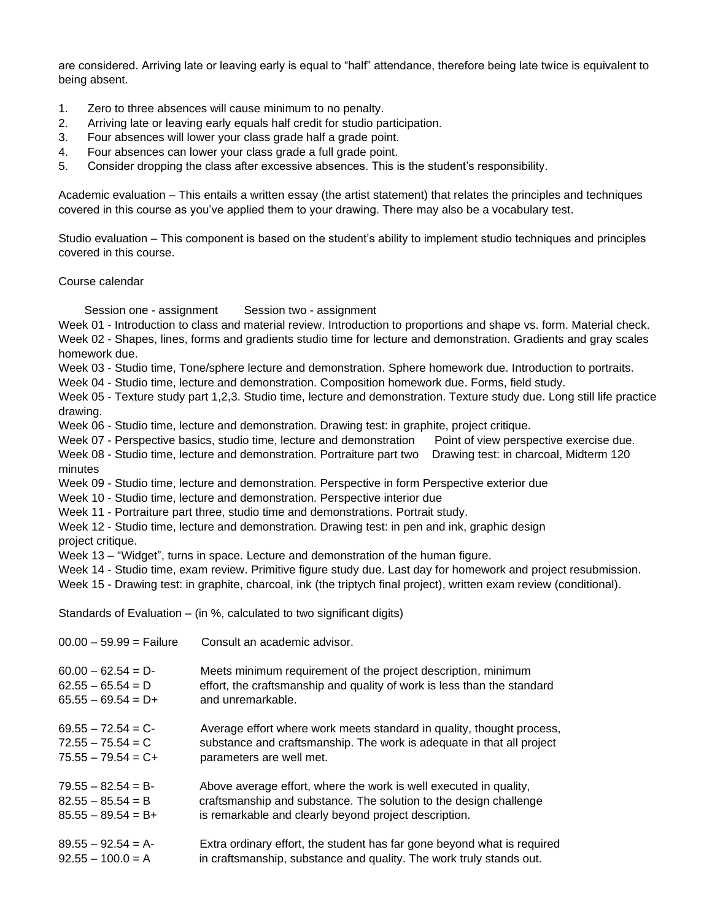are considered. Arriving late or leaving early is equal to "half" attendance, therefore being late twice is equivalent to being absent.

1. Zero to three absences will cause minimum to no penalty.
2. Arriving late or leaving early equals half credit for studio participation.
3. Four absences will lower your class grade half a grade point.
4. Four absences can lower your class grade a full grade point.
5. Consider dropping the class after excessive absences. This is the student's responsibility.

Academic evaluation – This entails a written essay (the artist statement) that relates the principles and techniques covered in this course as you've applied them to your drawing. There may also be a vocabulary test.

Studio evaluation – This component is based on the student's ability to implement studio techniques and principles covered in this course.

Course calendar

Session one - assignment    Session two - assignment

Week 01 - Introduction to class and material review. Introduction to proportions and shape vs. form. Material check.
Week 02 - Shapes, lines, forms and gradients studio time for lecture and demonstration. Gradients and gray scales homework due.
Week 03 - Studio time, Tone/sphere lecture and demonstration. Sphere homework due. Introduction to portraits.
Week 04 - Studio time, lecture and demonstration. Composition homework due. Forms, field study.
Week 05 - Texture study part 1,2,3. Studio time, lecture and demonstration. Texture study due. Long still life practice drawing.
Week 06 - Studio time, lecture and demonstration. Drawing test: in graphite, project critique.
Week 07 - Perspective basics, studio time, lecture and demonstration    Point of view perspective exercise due.
Week 08 - Studio time, lecture and demonstration. Portraiture part two    Drawing test: in charcoal, Midterm 120 minutes
Week 09 - Studio time, lecture and demonstration. Perspective in form Perspective exterior due
Week 10 - Studio time, lecture and demonstration. Perspective interior due
Week 11 - Portraiture part three, studio time and demonstrations. Portrait study.
Week 12 - Studio time, lecture and demonstration. Drawing test: in pen and ink, graphic design project critique.
Week 13 – "Widget", turns in space. Lecture and demonstration of the human figure.
Week 14 - Studio time, exam review. Primitive figure study due. Last day for homework and project resubmission.
Week 15 - Drawing test: in graphite, charcoal, ink (the triptych final project), written exam review (conditional).

Standards of Evaluation – (in %, calculated to two significant digits)

| | |
|---|---|
| 00.00 – 59.99 = Failure | Consult an academic advisor. |
| 60.00 – 62.54 = D-<br>62.55 – 65.54 = D<br>65.55 – 69.54 = D+ | Meets minimum requirement of the project description, minimum effort, the craftsmanship and quality of work is less than the standard and unremarkable. |
| 69.55 – 72.54 = C-<br>72.55 – 75.54 = C<br>75.55 – 79.54 = C+ | Average effort where work meets standard in quality, thought process, substance and craftsmanship. The work is adequate in that all project parameters are well met. |
| 79.55 – 82.54 = B-<br>82.55 – 85.54 = B<br>85.55 – 89.54 = B+ | Above average effort, where the work is well executed in quality, craftsmanship and substance. The solution to the design challenge is remarkable and clearly beyond project description. |
| 89.55 – 92.54 = A-<br>92.55 – 100.0 = A | Extra ordinary effort, the student has far gone beyond what is required in craftsmanship, substance and quality. The work truly stands out. |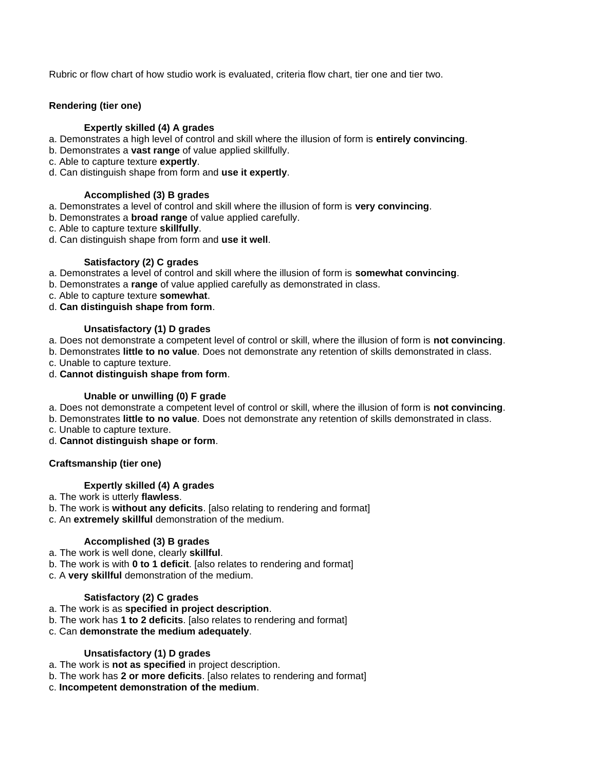Rubric or flow chart of how studio work is evaluated, criteria flow chart, tier one and tier two.

**Rendering (tier one)**

**Expertly skilled (4) A grades**

a. Demonstrates a high level of control and skill where the illusion of form is **entirely convincing**.
b. Demonstrates a **vast range** of value applied skillfully.
c. Able to capture texture **expertly**.
d. Can distinguish shape from form and **use it expertly**.

**Accomplished (3) B grades**

a. Demonstrates a level of control and skill where the illusion of form is **very convincing**.
b. Demonstrates a **broad range** of value applied carefully.
c. Able to capture texture **skillfully**.
d. Can distinguish shape from form and **use it well**.

**Satisfactory (2) C grades**

a. Demonstrates a level of control and skill where the illusion of form is **somewhat convincing**.
b. Demonstrates a **range** of value applied carefully as demonstrated in class.
c. Able to capture texture **somewhat**.
d. **Can distinguish shape from form**.

**Unsatisfactory (1) D grades**

a. Does not demonstrate a competent level of control or skill, where the illusion of form is **not convincing**.
b. Demonstrates **little to no value**. Does not demonstrate any retention of skills demonstrated in class.
c. Unable to capture texture.
d. **Cannot distinguish shape from form**.

**Unable or unwilling (0) F grade**

a. Does not demonstrate a competent level of control or skill, where the illusion of form is **not convincing**.
b. Demonstrates **little to no value**. Does not demonstrate any retention of skills demonstrated in class.
c. Unable to capture texture.
d. **Cannot distinguish shape or form**.

**Craftsmanship (tier one)**

**Expertly skilled (4) A grades**

a. The work is utterly **flawless**.
b. The work is **without any deficits**. [also relating to rendering and format]
c. An **extremely skillful** demonstration of the medium.

**Accomplished (3) B grades**

a. The work is well done, clearly **skillful**.
b. The work is with **0 to 1 deficit**. [also relates to rendering and format]
c. A **very skillful** demonstration of the medium.

**Satisfactory (2) C grades**

a. The work is as **specified in project description**.
b. The work has **1 to 2 deficits**. [also relates to rendering and format]
c. Can **demonstrate the medium adequately**.

**Unsatisfactory (1) D grades**

a. The work is **not as specified** in project description.
b. The work has **2 or more deficits**. [also relates to rendering and format]
c. **Incompetent demonstration of the medium**.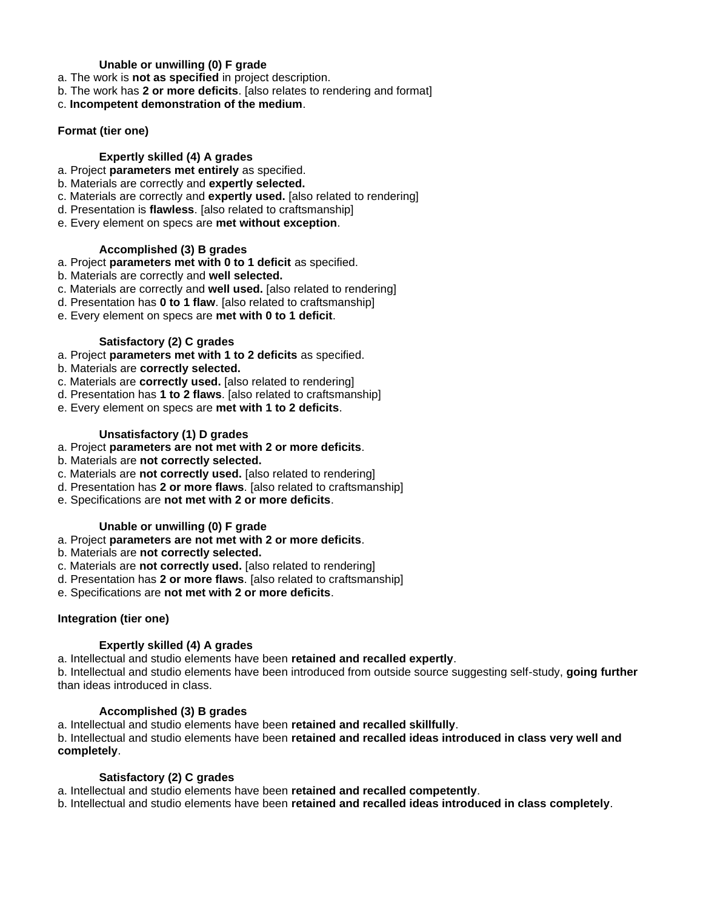**Unable or unwilling (0) F grade**

a. The work is **not as specified** in project description.
b. The work has **2 or more deficits**. [also relates to rendering and format]
c. **Incompetent demonstration of the medium**.

**Format (tier one)**

**Expertly skilled (4) A grades**

a. Project **parameters met entirely** as specified.
b. Materials are correctly and **expertly selected.**
c. Materials are correctly and **expertly used.** [also related to rendering]
d. Presentation is **flawless**. [also related to craftsmanship]
e. Every element on specs are **met without exception**.

**Accomplished (3) B grades**

a. Project **parameters met with 0 to 1 deficit** as specified.
b. Materials are correctly and **well selected.**
c. Materials are correctly and **well used.** [also related to rendering]
d. Presentation has **0 to 1 flaw**. [also related to craftsmanship]
e. Every element on specs are **met with 0 to 1 deficit**.

**Satisfactory (2) C grades**

a. Project **parameters met with 1 to 2 deficits** as specified.
b. Materials are **correctly selected.**
c. Materials are **correctly used.** [also related to rendering]
d. Presentation has **1 to 2 flaws**. [also related to craftsmanship]
e. Every element on specs are **met with 1 to 2 deficits**.

**Unsatisfactory (1) D grades**

a. Project **parameters are not met with 2 or more deficits**.
b. Materials are **not correctly selected.**
c. Materials are **not correctly used.** [also related to rendering]
d. Presentation has **2 or more flaws**. [also related to craftsmanship]
e. Specifications are **not met with 2 or more deficits**.

**Unable or unwilling (0) F grade**

a. Project **parameters are not met with 2 or more deficits**.
b. Materials are **not correctly selected.**
c. Materials are **not correctly used.** [also related to rendering]
d. Presentation has **2 or more flaws**. [also related to craftsmanship]
e. Specifications are **not met with 2 or more deficits**.

**Integration (tier one)**

**Expertly skilled (4) A grades**

a. Intellectual and studio elements have been **retained and recalled expertly**.
b. Intellectual and studio elements have been introduced from outside source suggesting self-study, **going further** than ideas introduced in class.

**Accomplished (3) B grades**

a. Intellectual and studio elements have been **retained and recalled skillfully**.
b. Intellectual and studio elements have been **retained and recalled ideas introduced in class very well and completely**.

**Satisfactory (2) C grades**

a. Intellectual and studio elements have been **retained and recalled competently**.
b. Intellectual and studio elements have been **retained and recalled ideas introduced in class completely**.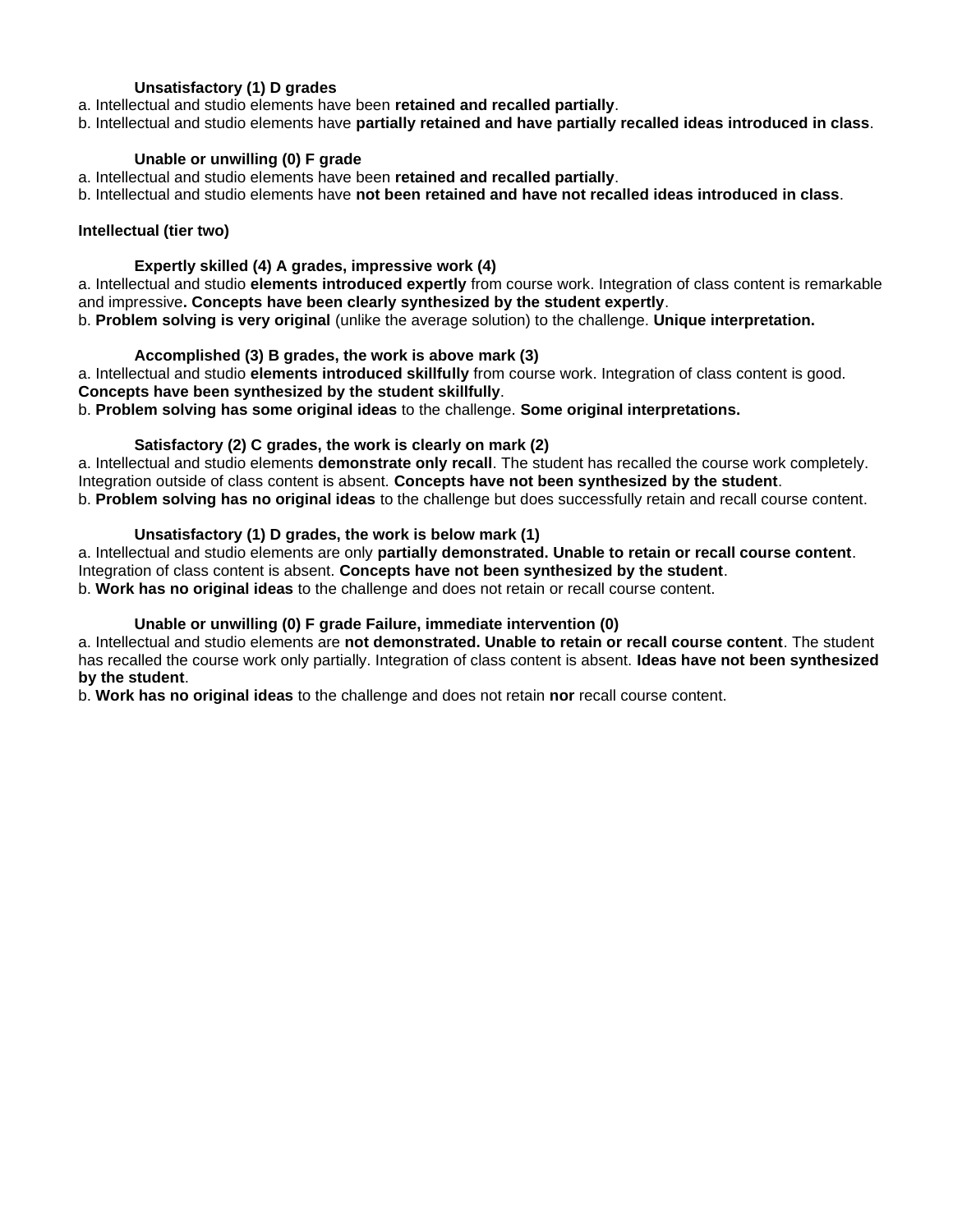**Unsatisfactory (1) D grades**

a. Intellectual and studio elements have been **retained and recalled partially**.
b. Intellectual and studio elements have **partially retained and have partially recalled ideas introduced in class**.

**Unable or unwilling (0) F grade**

a. Intellectual and studio elements have been **retained and recalled partially**.
b. Intellectual and studio elements have **not been retained and have not recalled ideas introduced in class**.

**Intellectual (tier two)**

**Expertly skilled (4) A grades, impressive work (4)**

a. Intellectual and studio **elements introduced expertly** from course work. Integration of class content is remarkable and impressive**. Concepts have been clearly synthesized by the student expertly**.
b. **Problem solving is very original** (unlike the average solution) to the challenge. **Unique interpretation.**

**Accomplished (3) B grades, the work is above mark (3)**

a. Intellectual and studio **elements introduced skillfully** from course work. Integration of class content is good. **Concepts have been synthesized by the student skillfully**.
b. **Problem solving has some original ideas** to the challenge. **Some original interpretations.**

**Satisfactory (2) C grades, the work is clearly on mark (2)**

a. Intellectual and studio elements **demonstrate only recall**. The student has recalled the course work completely. Integration outside of class content is absent. **Concepts have not been synthesized by the student**.
b. **Problem solving has no original ideas** to the challenge but does successfully retain and recall course content.

**Unsatisfactory (1) D grades, the work is below mark (1)**

a. Intellectual and studio elements are only **partially demonstrated. Unable to retain or recall course content**. Integration of class content is absent. **Concepts have not been synthesized by the student**.
b. **Work has no original ideas** to the challenge and does not retain or recall course content.

**Unable or unwilling (0) F grade Failure, immediate intervention (0)**

a. Intellectual and studio elements are **not demonstrated. Unable to retain or recall course content**. The student has recalled the course work only partially. Integration of class content is absent. **Ideas have not been synthesized by the student**.
b. **Work has no original ideas** to the challenge and does not retain **nor** recall course content.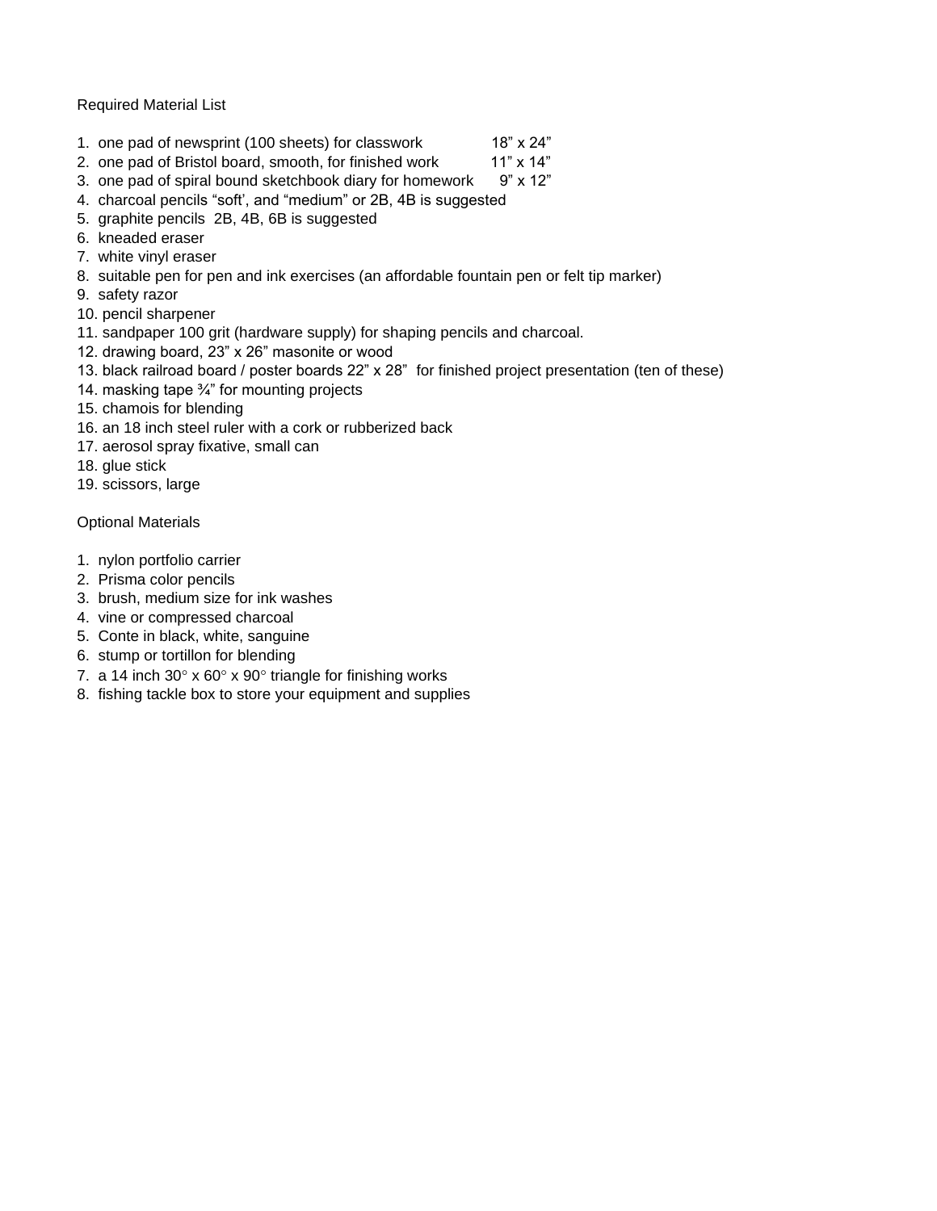Required Material List

1. one pad of newsprint (100 sheets) for classwork 18” x 24”
2. one pad of Bristol board, smooth, for finished work 11” x 14”
3. one pad of spiral bound sketchbook diary for homework 9” x 12”
4. charcoal pencils “soft’, and “medium” or 2B, 4B is suggested
5. graphite pencils 2B, 4B, 6B is suggested
6. kneaded eraser
7. white vinyl eraser
8. suitable pen for pen and ink exercises (an affordable fountain pen or felt tip marker)
9. safety razor
10. pencil sharpener
11. sandpaper 100 grit (hardware supply) for shaping pencils and charcoal.
12. drawing board, 23” x 26” masonite or wood
13. black railroad board / poster boards 22” x 28” for finished project presentation (ten of these)
14. masking tape ¾” for mounting projects
15. chamois for blending
16. an 18 inch steel ruler with a cork or rubberized back
17. aerosol spray fixative, small can
18. glue stick
19. scissors, large

Optional Materials

1. nylon portfolio carrier
2. Prisma color pencils
3. brush, medium size for ink washes
4. vine or compressed charcoal
5. Conte in black, white, sanguine
6. stump or tortillon for blending
7. a 14 inch 30° x 60° x 90° triangle for finishing works
8. fishing tackle box to store your equipment and supplies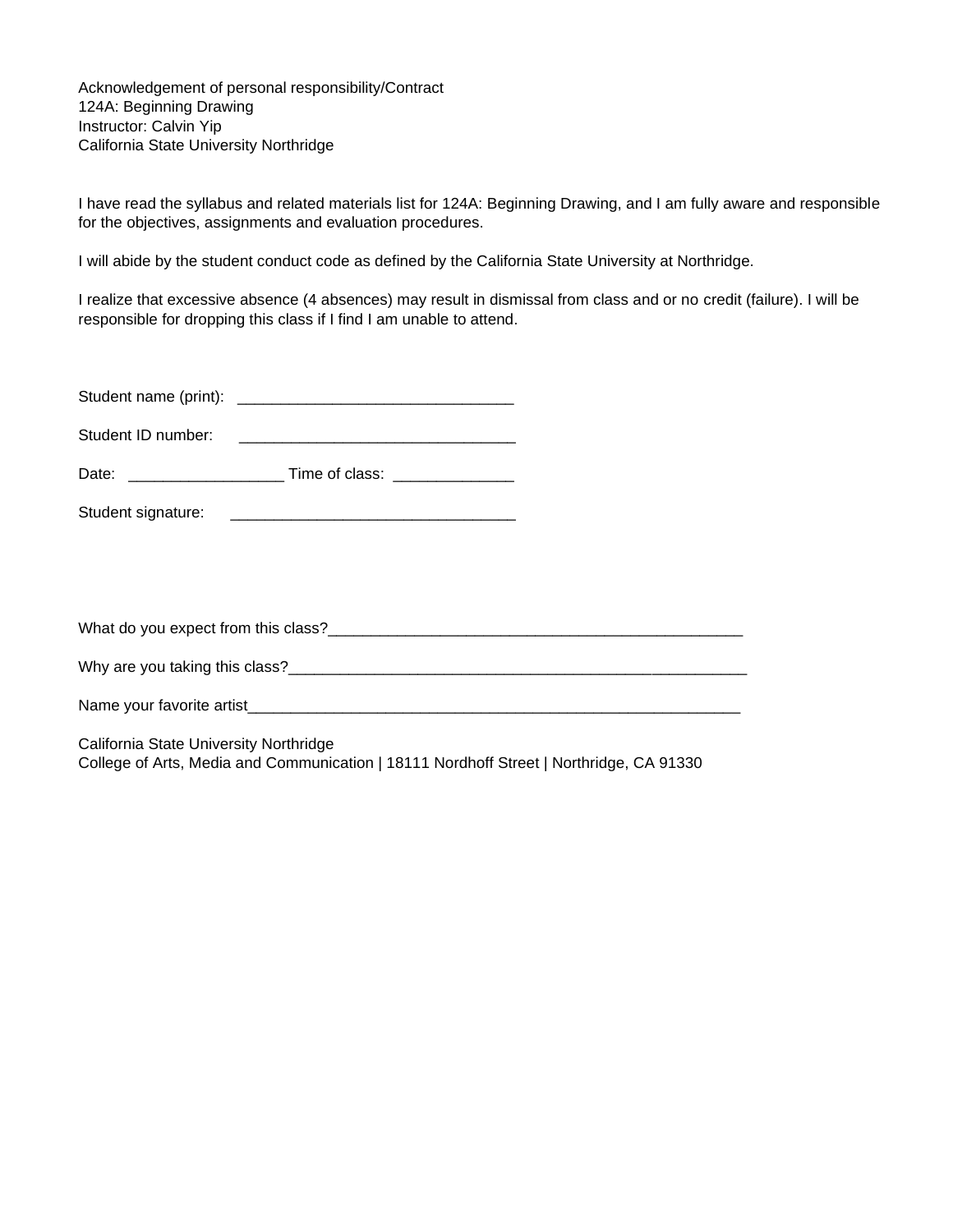Acknowledgement of personal responsibility/Contract
124A: Beginning Drawing
Instructor: Calvin Yip
California State University Northridge

I have read the syllabus and related materials list for 124A: Beginning Drawing, and I am fully aware and responsible for the objectives, assignments and evaluation procedures.

I will abide by the student conduct code as defined by the California State University at Northridge.

I realize that excessive absence (4 absences) may result in dismissal from class and or no credit (failure). I will be responsible for dropping this class if I find I am unable to attend.

Student name (print): ________________________________

Student ID number: ________________________________

Date: _________________ Time of class: _____________

Student signature: ________________________________

What do you expect from this class?_________________________________________________

Why are you taking this class?_____________________________________________________

Name your favorite artist__________________________________________________________

California State University Northridge
College of Arts, Media and Communication | 18111 Nordhoff Street | Northridge, CA 91330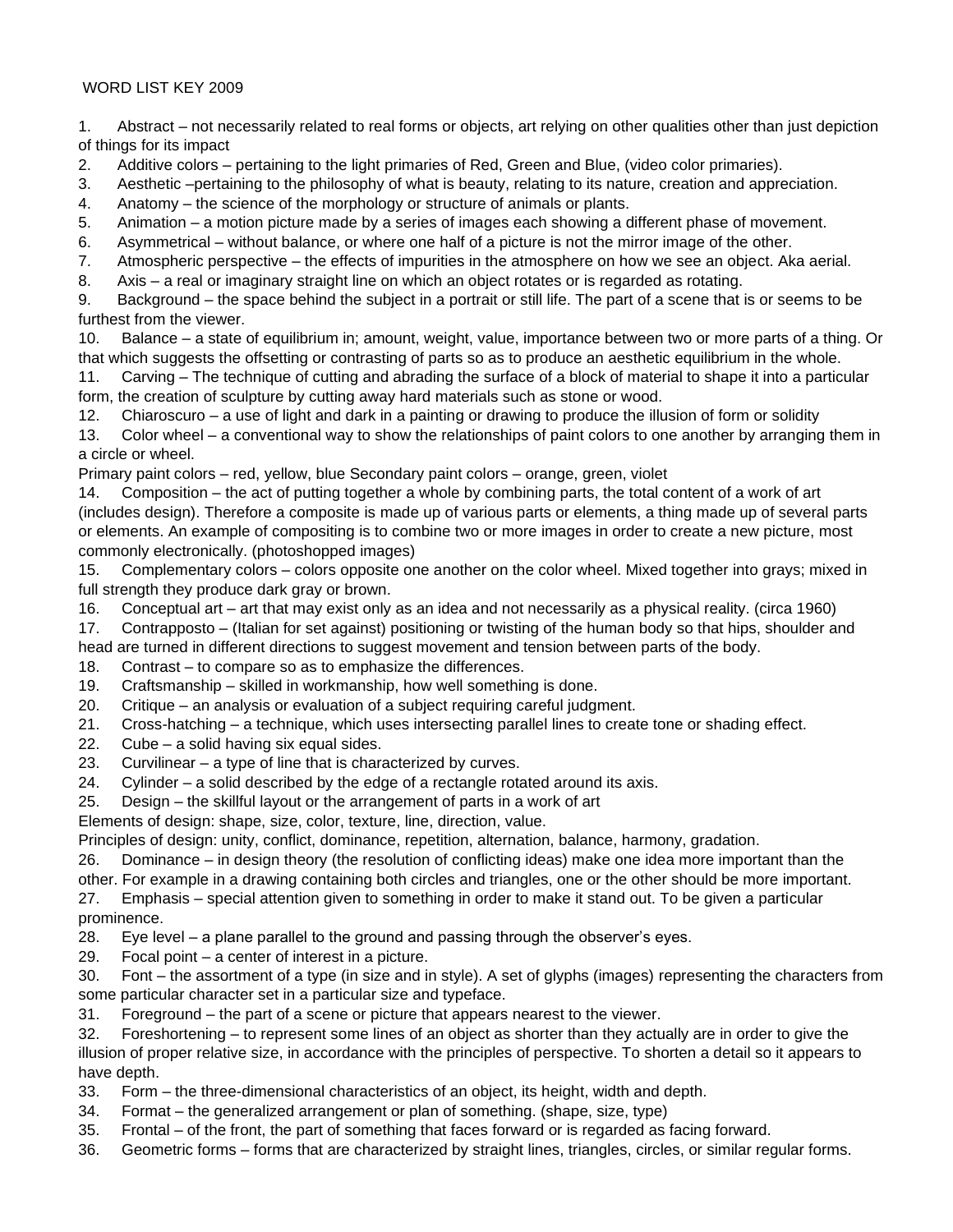WORD LIST KEY 2009

1. Abstract – not necessarily related to real forms or objects, art relying on other qualities other than just depiction of things for its impact
2. Additive colors – pertaining to the light primaries of Red, Green and Blue, (video color primaries).
3. Aesthetic –pertaining to the philosophy of what is beauty, relating to its nature, creation and appreciation.
4. Anatomy – the science of the morphology or structure of animals or plants.
5. Animation – a motion picture made by a series of images each showing a different phase of movement.
6. Asymmetrical – without balance, or where one half of a picture is not the mirror image of the other.
7. Atmospheric perspective – the effects of impurities in the atmosphere on how we see an object. Aka aerial.
8. Axis – a real or imaginary straight line on which an object rotates or is regarded as rotating.
9. Background – the space behind the subject in a portrait or still life. The part of a scene that is or seems to be furthest from the viewer.
10. Balance – a state of equilibrium in; amount, weight, value, importance between two or more parts of a thing. Or that which suggests the offsetting or contrasting of parts so as to produce an aesthetic equilibrium in the whole.
11. Carving – The technique of cutting and abrading the surface of a block of material to shape it into a particular form, the creation of sculpture by cutting away hard materials such as stone or wood.
12. Chiaroscuro – a use of light and dark in a painting or drawing to produce the illusion of form or solidity
13. Color wheel – a conventional way to show the relationships of paint colors to one another by arranging them in a circle or wheel.

Primary paint colors – red, yellow, blue Secondary paint colors – orange, green, violet

14. Composition – the act of putting together a whole by combining parts, the total content of a work of art (includes design). Therefore a composite is made up of various parts or elements, a thing made up of several parts or elements. An example of compositing is to combine two or more images in order to create a new picture, most commonly electronically. (photoshopped images)
15. Complementary colors – colors opposite one another on the color wheel. Mixed together into grays; mixed in full strength they produce dark gray or brown.
16. Conceptual art – art that may exist only as an idea and not necessarily as a physical reality. (circa 1960)
17. Contrapposto – (Italian for set against) positioning or twisting of the human body so that hips, shoulder and head are turned in different directions to suggest movement and tension between parts of the body.
18. Contrast – to compare so as to emphasize the differences.
19. Craftsmanship – skilled in workmanship, how well something is done.
20. Critique – an analysis or evaluation of a subject requiring careful judgment.
21. Cross-hatching – a technique, which uses intersecting parallel lines to create tone or shading effect.
22. Cube – a solid having six equal sides.
23. Curvilinear – a type of line that is characterized by curves.
24. Cylinder – a solid described by the edge of a rectangle rotated around its axis.
25. Design – the skillful layout or the arrangement of parts in a work of art

Elements of design: shape, size, color, texture, line, direction, value.

Principles of design: unity, conflict, dominance, repetition, alternation, balance, harmony, gradation.

26. Dominance – in design theory (the resolution of conflicting ideas) make one idea more important than the other. For example in a drawing containing both circles and triangles, one or the other should be more important.
27. Emphasis – special attention given to something in order to make it stand out. To be given a particular prominence.
28. Eye level – a plane parallel to the ground and passing through the observer's eyes.
29. Focal point – a center of interest in a picture.
30. Font – the assortment of a type (in size and in style). A set of glyphs (images) representing the characters from some particular character set in a particular size and typeface.
31. Foreground – the part of a scene or picture that appears nearest to the viewer.
32. Foreshortening – to represent some lines of an object as shorter than they actually are in order to give the illusion of proper relative size, in accordance with the principles of perspective. To shorten a detail so it appears to have depth.
33. Form – the three-dimensional characteristics of an object, its height, width and depth.
34. Format – the generalized arrangement or plan of something. (shape, size, type)
35. Frontal – of the front, the part of something that faces forward or is regarded as facing forward.
36. Geometric forms – forms that are characterized by straight lines, triangles, circles, or similar regular forms.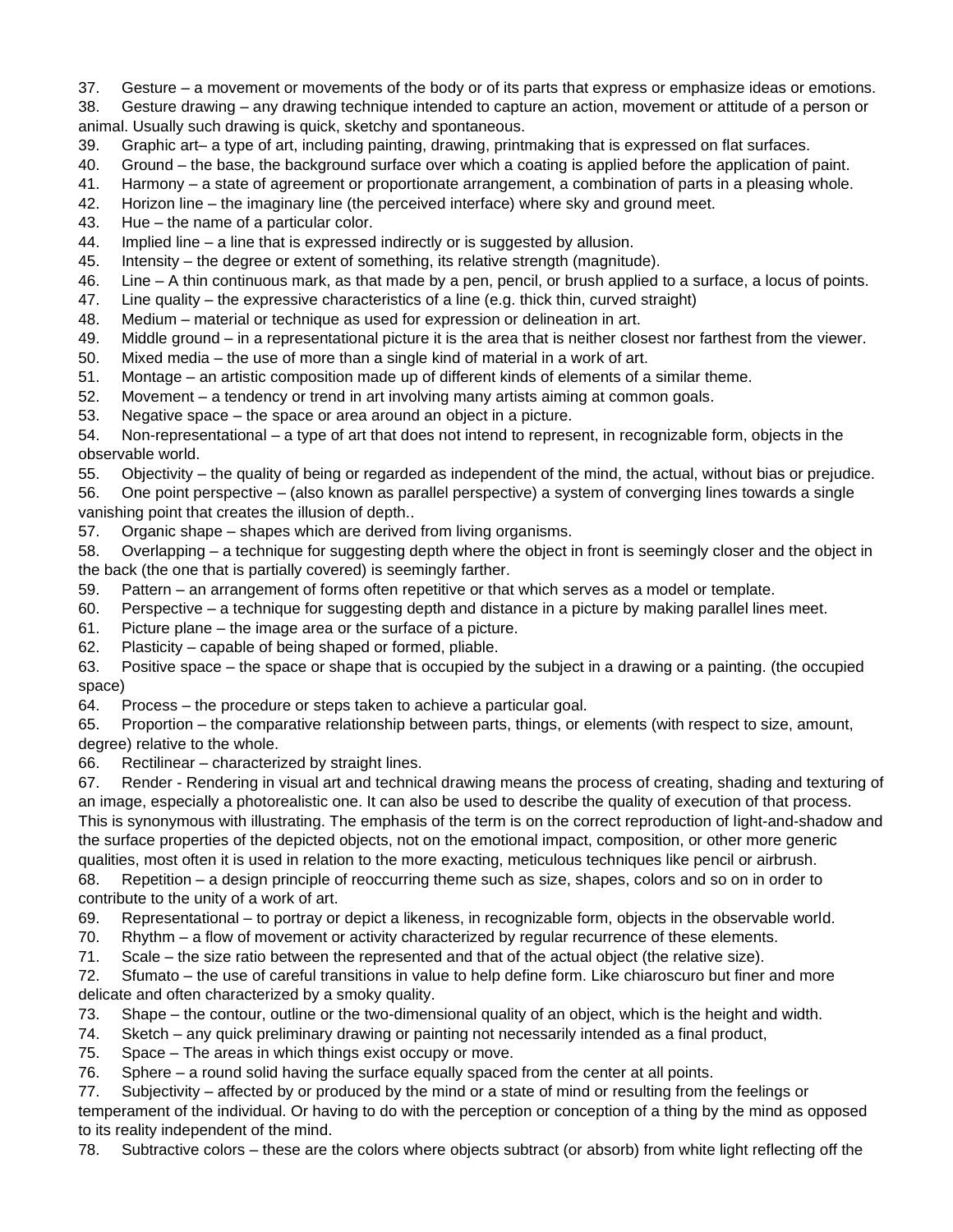37. Gesture – a movement or movements of the body or of its parts that express or emphasize ideas or emotions.
38. Gesture drawing – any drawing technique intended to capture an action, movement or attitude of a person or animal. Usually such drawing is quick, sketchy and spontaneous.
39. Graphic art– a type of art, including painting, drawing, printmaking that is expressed on flat surfaces.
40. Ground – the base, the background surface over which a coating is applied before the application of paint.
41. Harmony – a state of agreement or proportionate arrangement, a combination of parts in a pleasing whole.
42. Horizon line – the imaginary line (the perceived interface) where sky and ground meet.
43. Hue – the name of a particular color.
44. Implied line – a line that is expressed indirectly or is suggested by allusion.
45. Intensity – the degree or extent of something, its relative strength (magnitude).
46. Line – A thin continuous mark, as that made by a pen, pencil, or brush applied to a surface, a locus of points.
47. Line quality – the expressive characteristics of a line (e.g. thick thin, curved straight)
48. Medium – material or technique as used for expression or delineation in art.
49. Middle ground – in a representational picture it is the area that is neither closest nor farthest from the viewer.
50. Mixed media – the use of more than a single kind of material in a work of art.
51. Montage – an artistic composition made up of different kinds of elements of a similar theme.
52. Movement – a tendency or trend in art involving many artists aiming at common goals.
53. Negative space – the space or area around an object in a picture.
54. Non-representational – a type of art that does not intend to represent, in recognizable form, objects in the observable world.
55. Objectivity – the quality of being or regarded as independent of the mind, the actual, without bias or prejudice.
56. One point perspective – (also known as parallel perspective) a system of converging lines towards a single vanishing point that creates the illusion of depth..
57. Organic shape – shapes which are derived from living organisms.
58. Overlapping – a technique for suggesting depth where the object in front is seemingly closer and the object in the back (the one that is partially covered) is seemingly farther.
59. Pattern – an arrangement of forms often repetitive or that which serves as a model or template.
60. Perspective – a technique for suggesting depth and distance in a picture by making parallel lines meet.
61. Picture plane – the image area or the surface of a picture.
62. Plasticity – capable of being shaped or formed, pliable.
63. Positive space – the space or shape that is occupied by the subject in a drawing or a painting. (the occupied space)
64. Process – the procedure or steps taken to achieve a particular goal.
65. Proportion – the comparative relationship between parts, things, or elements (with respect to size, amount, degree) relative to the whole.
66. Rectilinear – characterized by straight lines.
67. Render - Rendering in visual art and technical drawing means the process of creating, shading and texturing of an image, especially a photorealistic one. It can also be used to describe the quality of execution of that process. This is synonymous with illustrating. The emphasis of the term is on the correct reproduction of light-and-shadow and the surface properties of the depicted objects, not on the emotional impact, composition, or other more generic qualities, most often it is used in relation to the more exacting, meticulous techniques like pencil or airbrush.
68. Repetition – a design principle of reoccurring theme such as size, shapes, colors and so on in order to contribute to the unity of a work of art.
69. Representational – to portray or depict a likeness, in recognizable form, objects in the observable world.
70. Rhythm – a flow of movement or activity characterized by regular recurrence of these elements.
71. Scale – the size ratio between the represented and that of the actual object (the relative size).
72. Sfumato – the use of careful transitions in value to help define form. Like chiaroscuro but finer and more delicate and often characterized by a smoky quality.
73. Shape – the contour, outline or the two-dimensional quality of an object, which is the height and width.
74. Sketch – any quick preliminary drawing or painting not necessarily intended as a final product,
75. Space – The areas in which things exist occupy or move.
76. Sphere – a round solid having the surface equally spaced from the center at all points.
77. Subjectivity – affected by or produced by the mind or a state of mind or resulting from the feelings or temperament of the individual. Or having to do with the perception or conception of a thing by the mind as opposed to its reality independent of the mind.
78. Subtractive colors – these are the colors where objects subtract (or absorb) from white light reflecting off the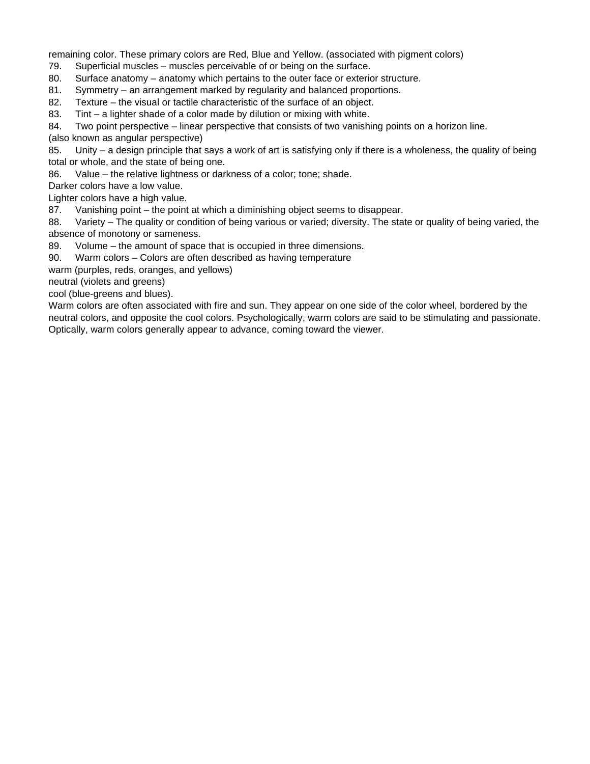remaining color. These primary colors are Red, Blue and Yellow. (associated with pigment colors)

79. Superficial muscles – muscles perceivable of or being on the surface.
80. Surface anatomy – anatomy which pertains to the outer face or exterior structure.
81. Symmetry – an arrangement marked by regularity and balanced proportions.
82. Texture – the visual or tactile characteristic of the surface of an object.
83. Tint – a lighter shade of a color made by dilution or mixing with white.
84. Two point perspective – linear perspective that consists of two vanishing points on a horizon line.

(also known as angular perspective)

85. Unity – a design principle that says a work of art is satisfying only if there is a wholeness, the quality of being total or whole, and the state of being one.
86. Value – the relative lightness or darkness of a color; tone; shade.

Darker colors have a low value.

Lighter colors have a high value.

87. Vanishing point – the point at which a diminishing object seems to disappear.
88. Variety – The quality or condition of being various or varied; diversity. The state or quality of being varied, the absence of monotony or sameness.
89. Volume – the amount of space that is occupied in three dimensions.
90. Warm colors – Colors are often described as having temperature

warm (purples, reds, oranges, and yellows)

neutral (violets and greens)

cool (blue-greens and blues).

Warm colors are often associated with fire and sun. They appear on one side of the color wheel, bordered by the neutral colors, and opposite the cool colors. Psychologically, warm colors are said to be stimulating and passionate. Optically, warm colors generally appear to advance, coming toward the viewer.